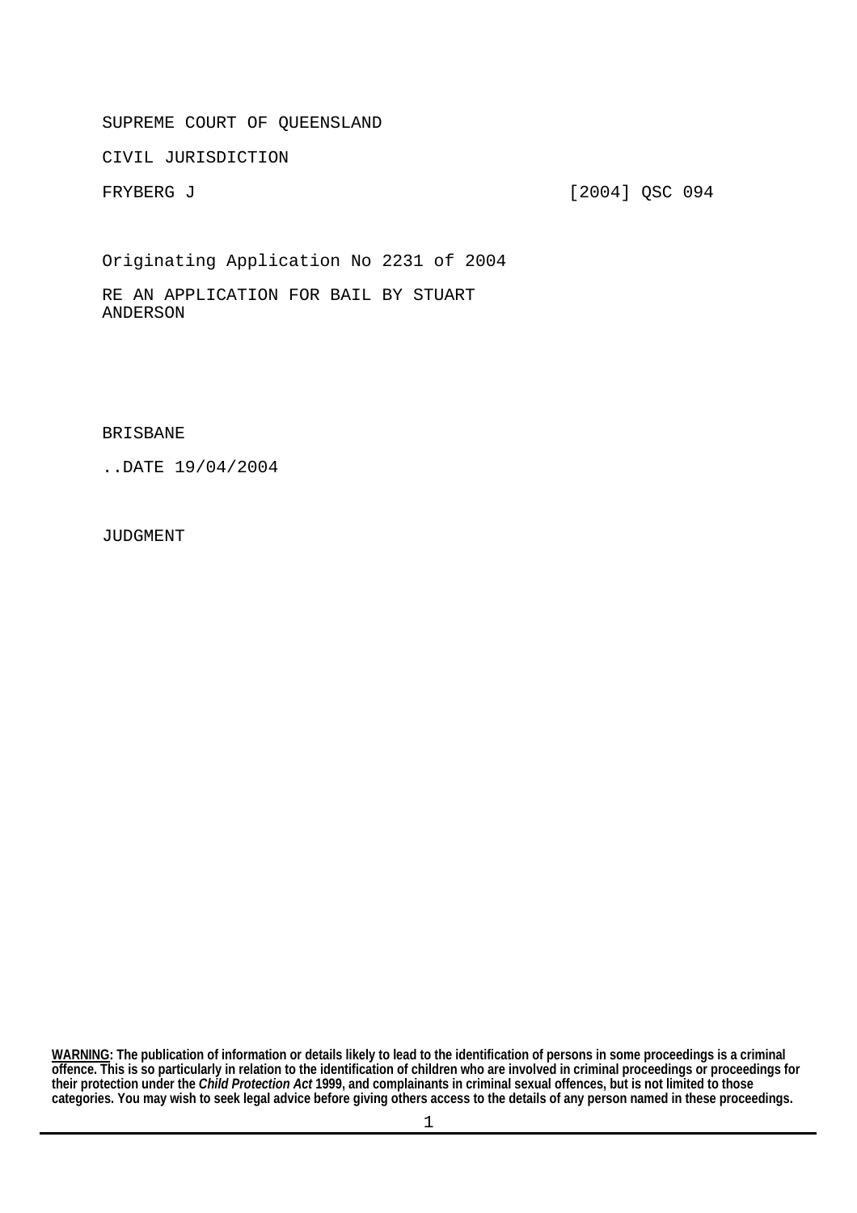SUPREME COURT OF QUEENSLAND

CIVIL JURISDICTION

FRYBERG J [2004] QSC 094

Originating Application No 2231 of 2004

RE AN APPLICATION FOR BAIL BY STUART ANDERSON

BRISBANE

..DATE 19/04/2004

JUDGMENT

**WARNING: The publication of information or details likely to lead to the identification of persons in some proceedings is a criminal offence. This is so particularly in relation to the identification of children who are involved in criminal proceedings or proceedings for their protection under the *Child Protection Act* 1999, and complainants in criminal sexual offences, but is not limited to those categories. You may wish to seek legal advice before giving others access to the details of any person named in these proceedings.**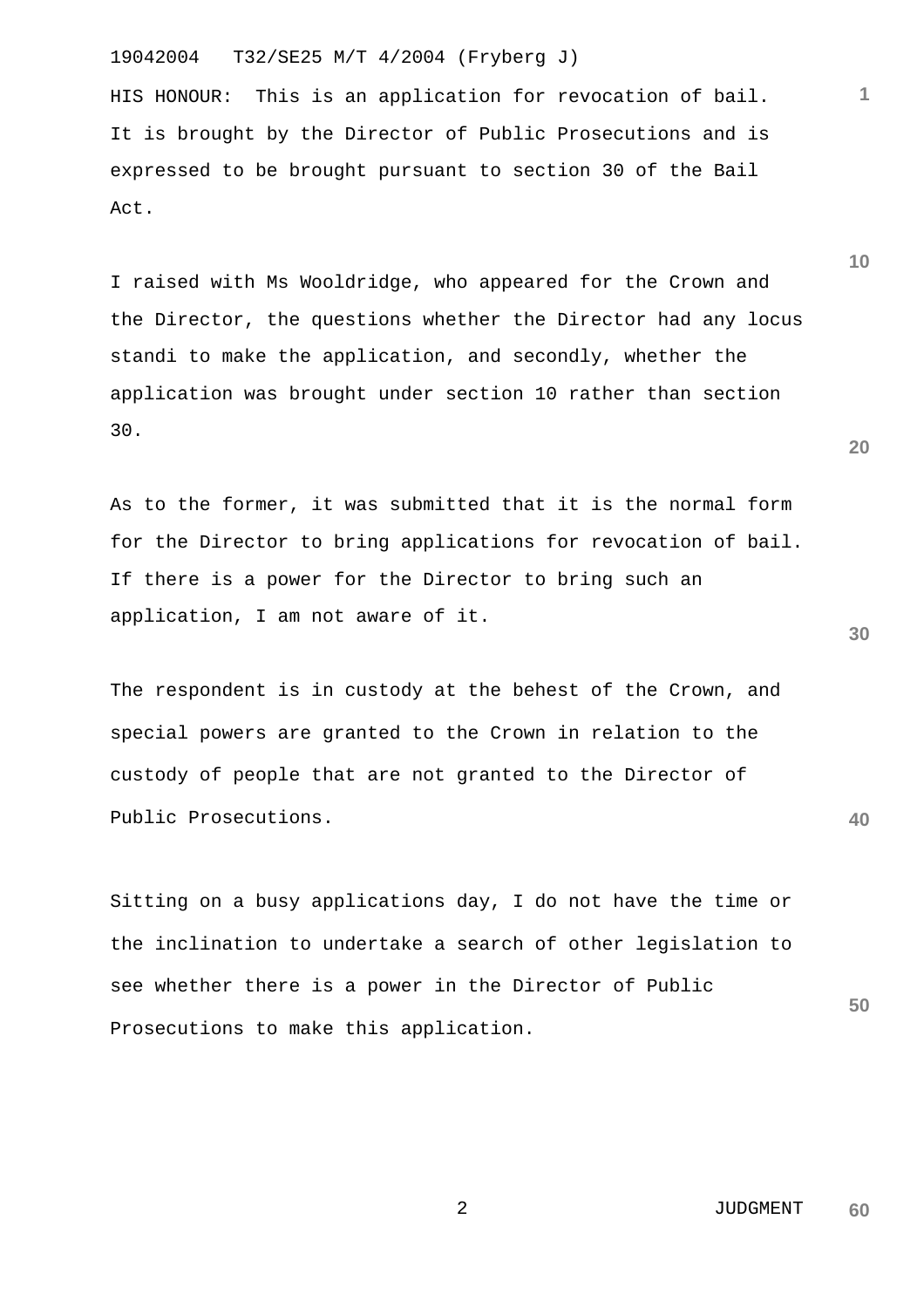HIS HONOUR: This is an application for revocation of bail. It is brought by the Director of Public Prosecutions and is expressed to be brought pursuant to section 30 of the Bail Act.

I raised with Ms Wooldridge, who appeared for the Crown and the Director, the questions whether the Director had any locus standi to make the application, and secondly, whether the application was brought under section 10 rather than section 30.

As to the former, it was submitted that it is the normal form for the Director to bring applications for revocation of bail. If there is a power for the Director to bring such an application, I am not aware of it.

The respondent is in custody at the behest of the Crown, and special powers are granted to the Crown in relation to the custody of people that are not granted to the Director of Public Prosecutions.

Sitting on a busy applications day, I do not have the time or the inclination to undertake a search of other legislation to see whether there is a power in the Director of Public Prosecutions to make this application.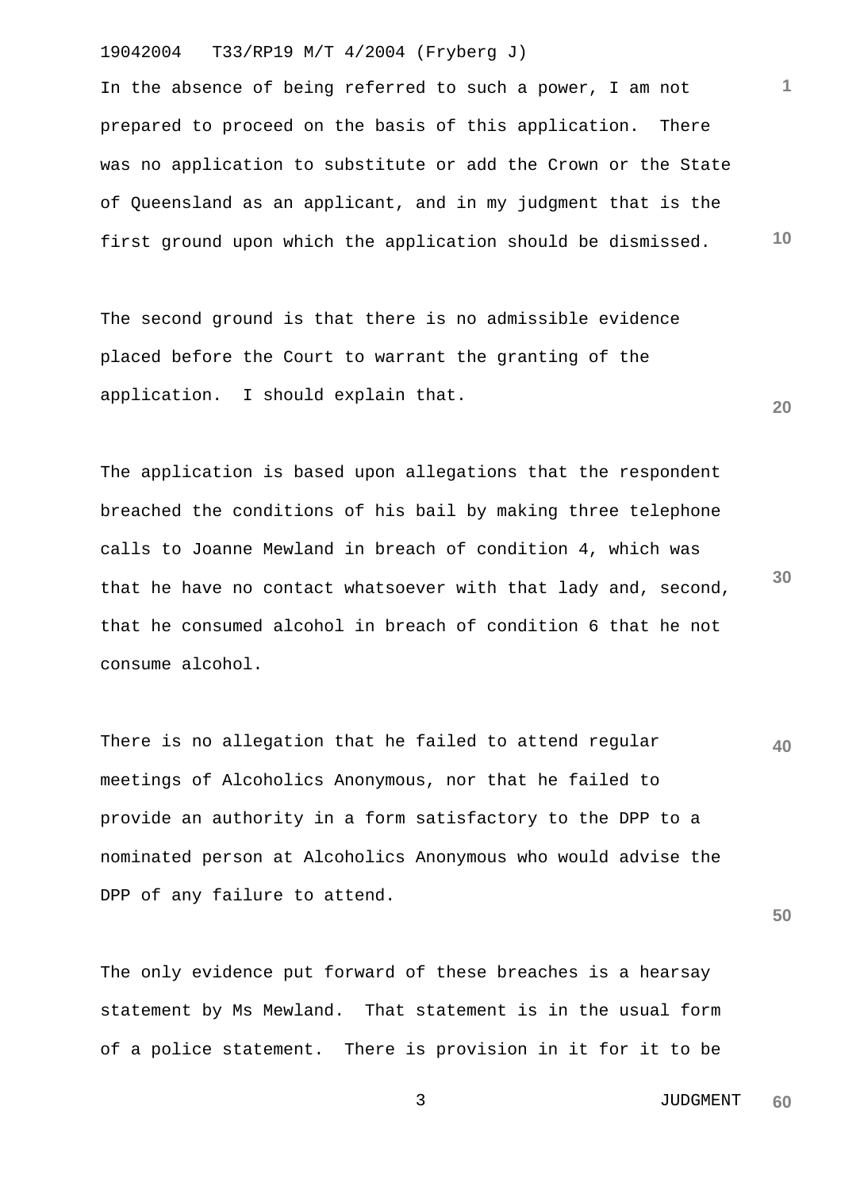In the absence of being referred to such a power, I am not prepared to proceed on the basis of this application. There was no application to substitute or add the Crown or the State of Queensland as an applicant, and in my judgment that is the first ground upon which the application should be dismissed.

The second ground is that there is no admissible evidence placed before the Court to warrant the granting of the application. I should explain that.

The application is based upon allegations that the respondent breached the conditions of his bail by making three telephone calls to Joanne Mewland in breach of condition 4, which was that he have no contact whatsoever with that lady and, second, that he consumed alcohol in breach of condition 6 that he not consume alcohol.

There is no allegation that he failed to attend regular meetings of Alcoholics Anonymous, nor that he failed to provide an authority in a form satisfactory to the DPP to a nominated person at Alcoholics Anonymous who would advise the DPP of any failure to attend.

The only evidence put forward of these breaches is a hearsay statement by Ms Mewland. That statement is in the usual form of a police statement. There is provision in it for it to be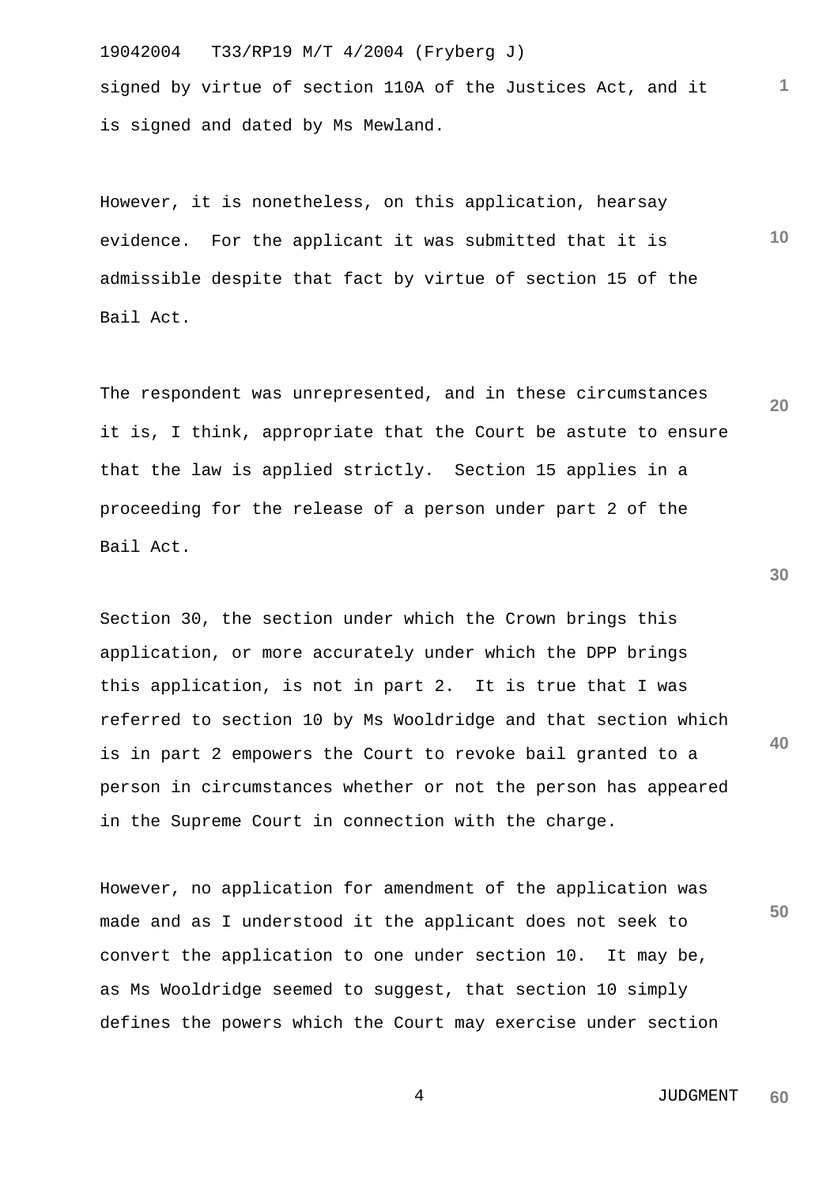signed by virtue of section 110A of the Justices Act, and it is signed and dated by Ms Mewland.

However, it is nonetheless, on this application, hearsay evidence. For the applicant it was submitted that it is admissible despite that fact by virtue of section 15 of the Bail Act.

The respondent was unrepresented, and in these circumstances it is, I think, appropriate that the Court be astute to ensure that the law is applied strictly. Section 15 applies in a proceeding for the release of a person under part 2 of the Bail Act.

Section 30, the section under which the Crown brings this application, or more accurately under which the DPP brings this application, is not in part 2. It is true that I was referred to section 10 by Ms Wooldridge and that section which is in part 2 empowers the Court to revoke bail granted to a person in circumstances whether or not the person has appeared in the Supreme Court in connection with the charge.

However, no application for amendment of the application was made and as I understood it the applicant does not seek to convert the application to one under section 10. It may be, as Ms Wooldridge seemed to suggest, that section 10 simply defines the powers which the Court may exercise under section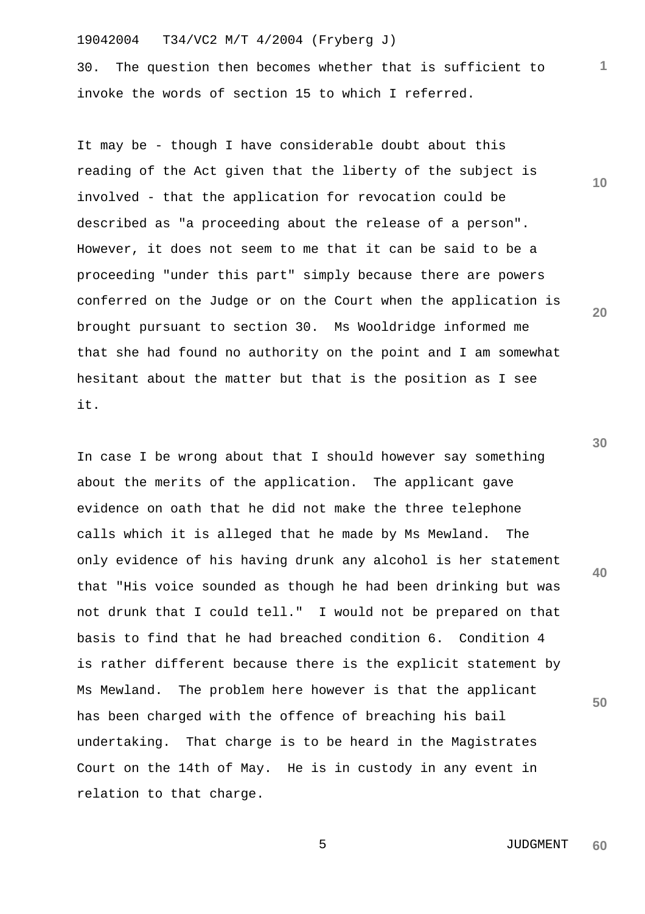30. The question then becomes whether that is sufficient to invoke the words of section 15 to which I referred.

It may be - though I have considerable doubt about this reading of the Act given that the liberty of the subject is involved - that the application for revocation could be described as "a proceeding about the release of a person". However, it does not seem to me that it can be said to be a proceeding "under this part" simply because there are powers conferred on the Judge or on the Court when the application is brought pursuant to section 30. Ms Wooldridge informed me that she had found no authority on the point and I am somewhat hesitant about the matter but that is the position as I see it.

In case I be wrong about that I should however say something about the merits of the application. The applicant gave evidence on oath that he did not make the three telephone calls which it is alleged that he made by Ms Mewland. The only evidence of his having drunk any alcohol is her statement that "His voice sounded as though he had been drinking but was not drunk that I could tell." I would not be prepared on that basis to find that he had breached condition 6. Condition 4 is rather different because there is the explicit statement by Ms Mewland. The problem here however is that the applicant has been charged with the offence of breaching his bail undertaking. That charge is to be heard in the Magistrates Court on the 14th of May. He is in custody in any event in relation to that charge.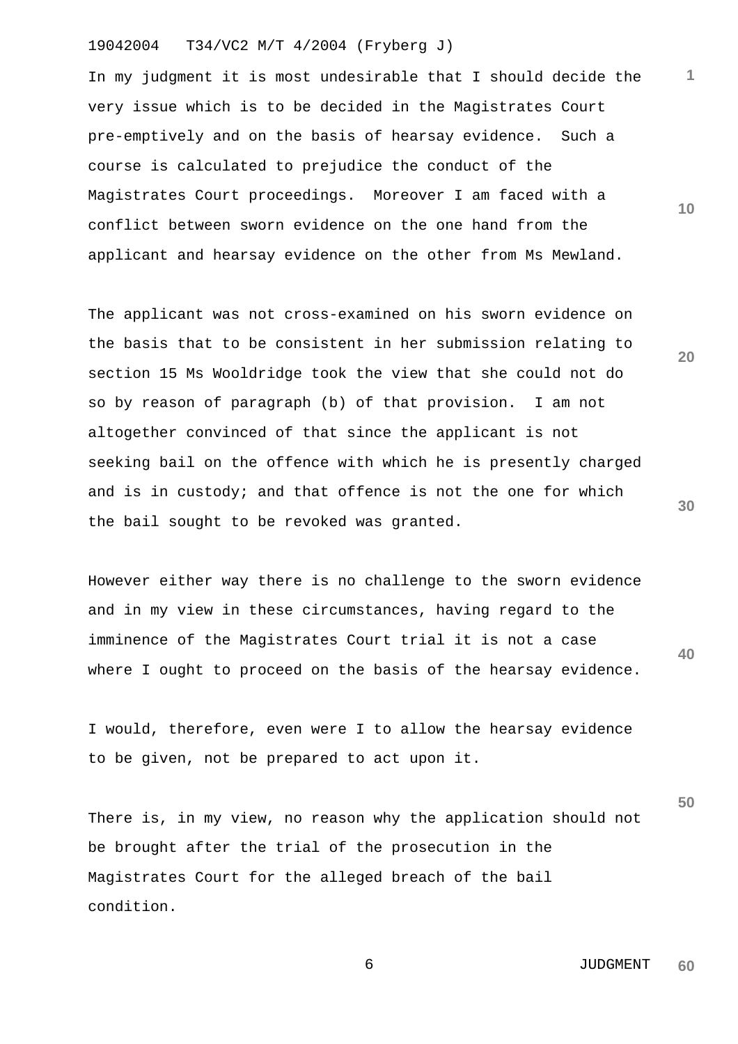In my judgment it is most undesirable that I should decide the very issue which is to be decided in the Magistrates Court pre-emptively and on the basis of hearsay evidence. Such a course is calculated to prejudice the conduct of the Magistrates Court proceedings. Moreover I am faced with a conflict between sworn evidence on the one hand from the applicant and hearsay evidence on the other from Ms Mewland.

The applicant was not cross-examined on his sworn evidence on the basis that to be consistent in her submission relating to section 15 Ms Wooldridge took the view that she could not do so by reason of paragraph (b) of that provision. I am not altogether convinced of that since the applicant is not seeking bail on the offence with which he is presently charged and is in custody; and that offence is not the one for which the bail sought to be revoked was granted.

However either way there is no challenge to the sworn evidence and in my view in these circumstances, having regard to the imminence of the Magistrates Court trial it is not a case where I ought to proceed on the basis of the hearsay evidence.

I would, therefore, even were I to allow the hearsay evidence to be given, not be prepared to act upon it.

There is, in my view, no reason why the application should not be brought after the trial of the prosecution in the Magistrates Court for the alleged breach of the bail condition.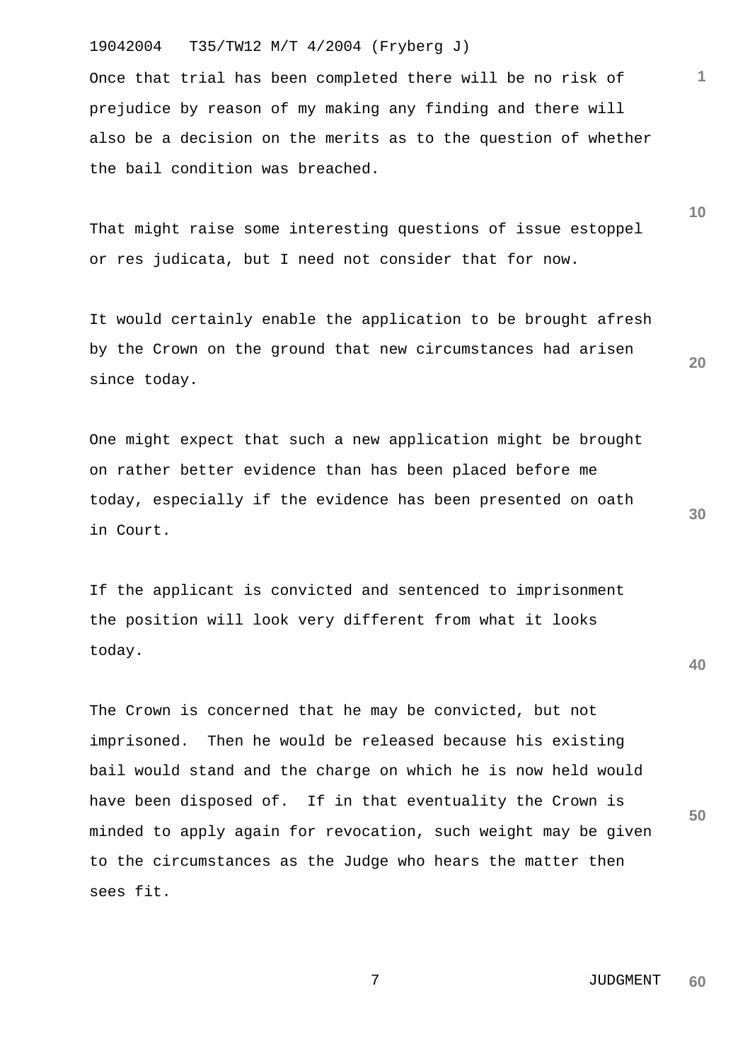Once that trial has been completed there will be no risk of prejudice by reason of my making any finding and there will also be a decision on the merits as to the question of whether the bail condition was breached.

That might raise some interesting questions of issue estoppel or res judicata, but I need not consider that for now.

It would certainly enable the application to be brought afresh by the Crown on the ground that new circumstances had arisen since today.

One might expect that such a new application might be brought on rather better evidence than has been placed before me today, especially if the evidence has been presented on oath in Court.

If the applicant is convicted and sentenced to imprisonment the position will look very different from what it looks today.

The Crown is concerned that he may be convicted, but not imprisoned. Then he would be released because his existing bail would stand and the charge on which he is now held would have been disposed of. If in that eventuality the Crown is minded to apply again for revocation, such weight may be given to the circumstances as the Judge who hears the matter then sees fit.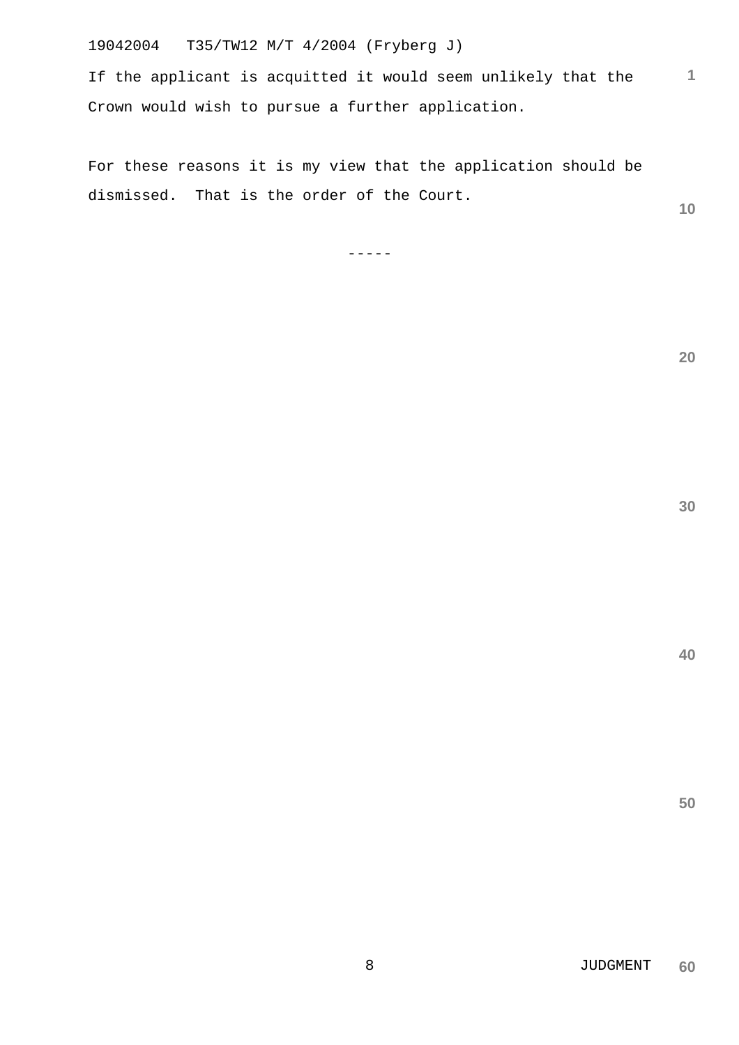If the applicant is acquitted it would seem unlikely that the Crown would wish to pursue a further application.

For these reasons it is my view that the application should be dismissed. That is the order of the Court.

-----